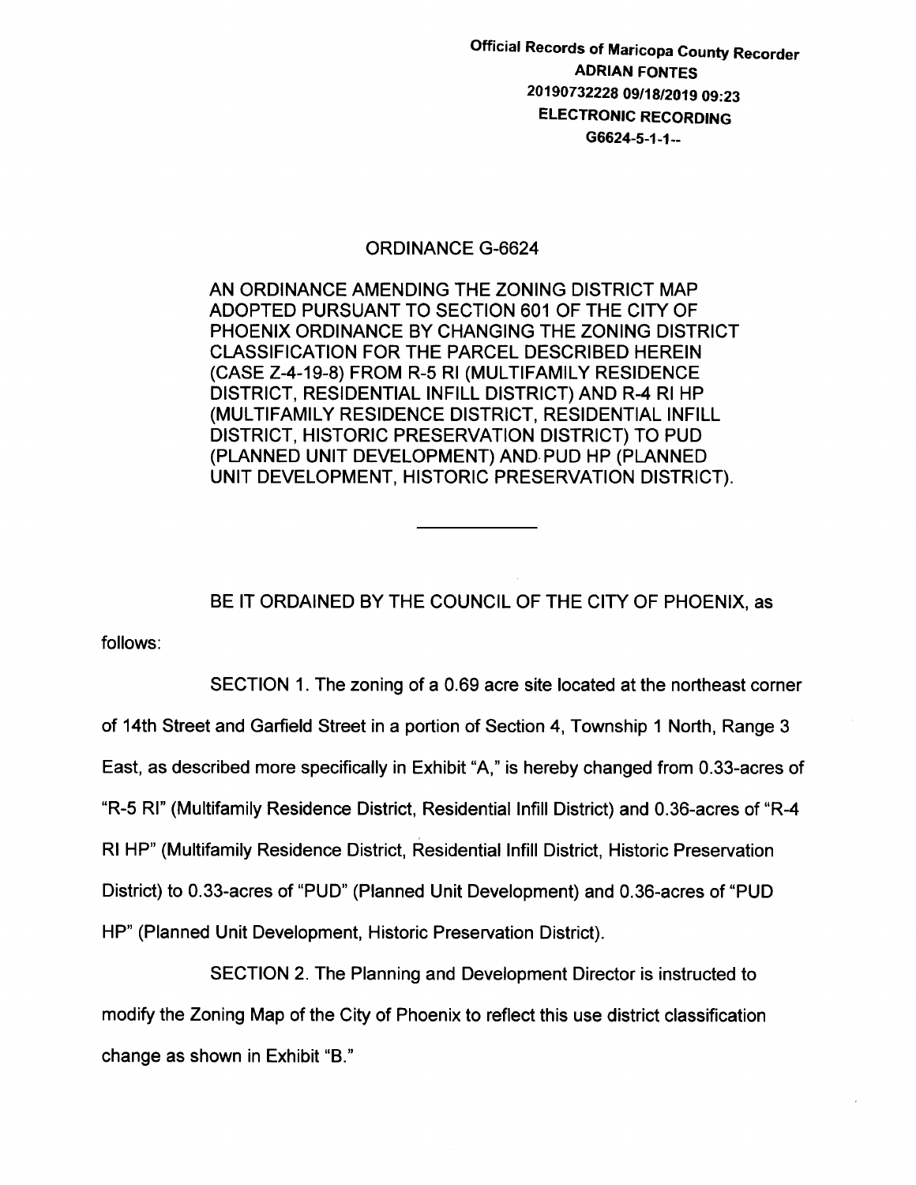Official Records of Maricopa County Recorder
ADRIAN FONTES
20190732228 09/18/2019 09:23
ELECTRONIC RECORDING
G6624-5-1-1--

# ORDINANCE G-6624

AN ORDINANCE AMENDING THE ZONING DISTRICT MAP ADOPTED PURSUANT TO SECTION 601 OF THE CITY OF PHOENIX ORDINANCE BY CHANGING THE ZONING DISTRICT CLASSIFICATION FOR THE PARCEL DESCRIBED HEREIN (CASE Z-4-19-8) FROM R-5 RI (MULTIFAMILY RESIDENCE DISTRICT, RESIDENTIAL INFILL DISTRICT) AND R-4 RI HP (MULTIFAMILY RESIDENCE DISTRICT, RESIDENTIAL INFILL DISTRICT, HISTORIC PRESERVATION DISTRICT) TO PUD (PLANNED UNIT DEVELOPMENT) AND PUD HP (PLANNED UNIT DEVELOPMENT, HISTORIC PRESERVATION DISTRICT).

---

BE IT ORDAINED BY THE COUNCIL OF THE CITY OF PHOENIX, as follows:

SECTION 1. The zoning of a 0.69 acre site located at the northeast corner of 14th Street and Garfield Street in a portion of Section 4, Township 1 North, Range 3 East, as described more specifically in Exhibit "A," is hereby changed from 0.33-acres of "R-5 RI" (Multifamily Residence District, Residential Infill District) and 0.36-acres of "R-4 RI HP" (Multifamily Residence District, Residential Infill District, Historic Preservation District) to 0.33-acres of "PUD" (Planned Unit Development) and 0.36-acres of "PUD HP" (Planned Unit Development, Historic Preservation District).

SECTION 2. The Planning and Development Director is instructed to modify the Zoning Map of the City of Phoenix to reflect this use district classification change as shown in Exhibit "B."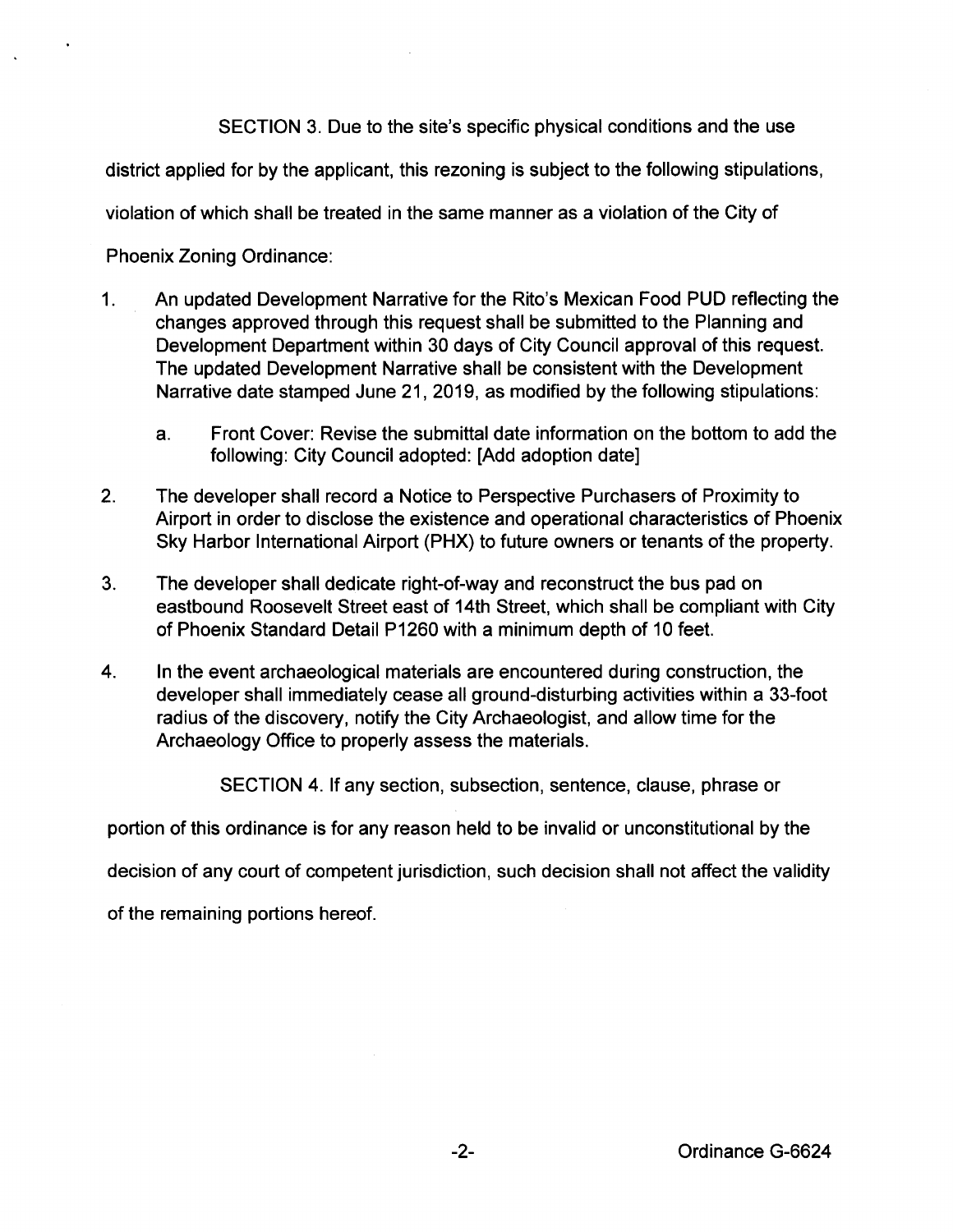SECTION 3. Due to the site's specific physical conditions and the use district applied for by the applicant, this rezoning is subject to the following stipulations, violation of which shall be treated in the same manner as a violation of the City of Phoenix Zoning Ordinance:

1. An updated Development Narrative for the Rito's Mexican Food PUD reflecting the changes approved through this request shall be submitted to the Planning and Development Department within 30 days of City Council approval of this request. The updated Development Narrative shall be consistent with the Development Narrative date stamped June 21, 2019, as modified by the following stipulations:

   a. Front Cover: Revise the submittal date information on the bottom to add the following: City Council adopted: [Add adoption date]

2. The developer shall record a Notice to Perspective Purchasers of Proximity to Airport in order to disclose the existence and operational characteristics of Phoenix Sky Harbor International Airport (PHX) to future owners or tenants of the property.

3. The developer shall dedicate right-of-way and reconstruct the bus pad on eastbound Roosevelt Street east of 14th Street, which shall be compliant with City of Phoenix Standard Detail P1260 with a minimum depth of 10 feet.

4. In the event archaeological materials are encountered during construction, the developer shall immediately cease all ground-disturbing activities within a 33-foot radius of the discovery, notify the City Archaeologist, and allow time for the Archaeology Office to properly assess the materials.

SECTION 4. If any section, subsection, sentence, clause, phrase or portion of this ordinance is for any reason held to be invalid or unconstitutional by the decision of any court of competent jurisdiction, such decision shall not affect the validity of the remaining portions hereof.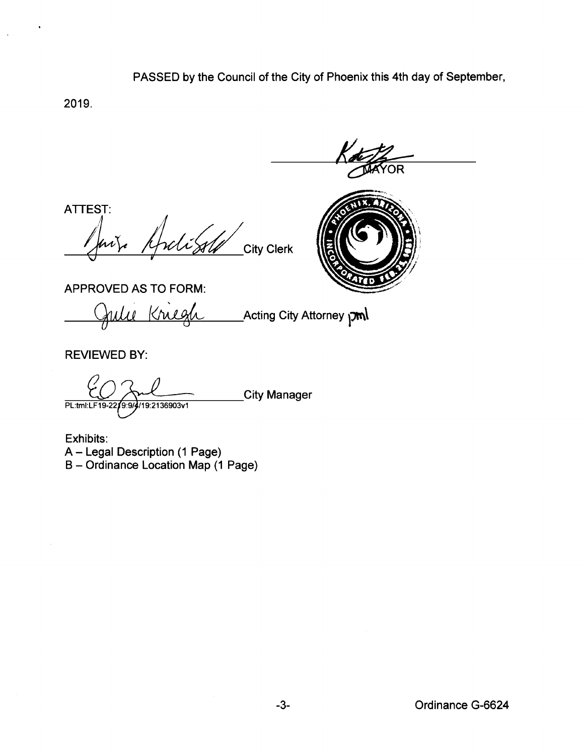PASSED by the Council of the City of Phoenix this 4th day of September, 2019.

______________________ MAYOR

ATTEST:

______________________ City Clerk

APPROVED AS TO FORM:

______________________ Acting City Attorney pml

REVIEWED BY:

______________________ City Manager

PL:tml:LF19-2219:9/4/19:2136903v1

Exhibits:
A – Legal Description (1 Page)
B – Ordinance Location Map (1 Page)

Ordinance G-6624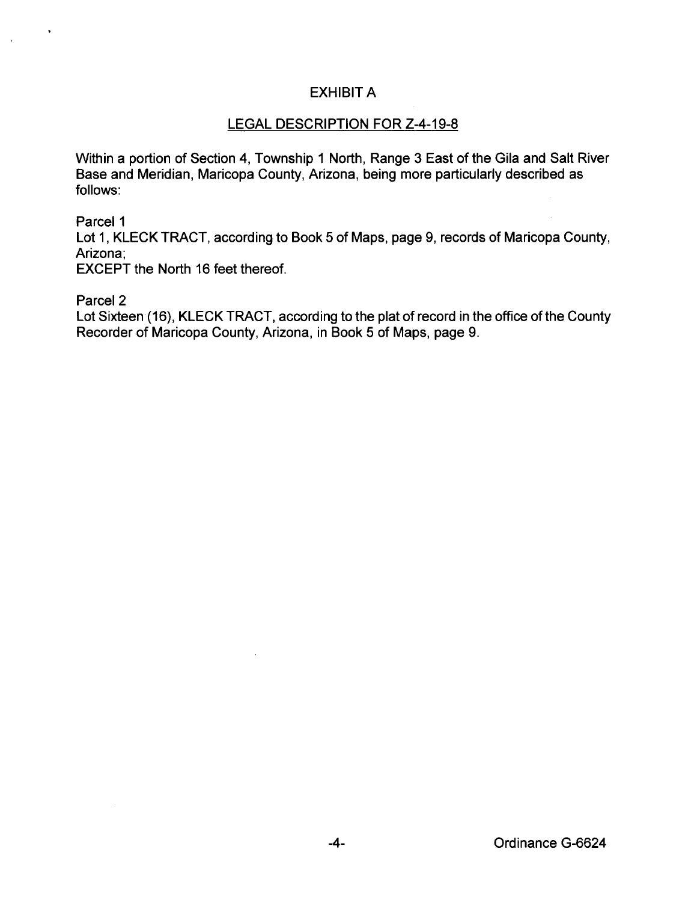# EXHIBIT A

## LEGAL DESCRIPTION FOR Z-4-19-8

Within a portion of Section 4, Township 1 North, Range 3 East of the Gila and Salt River Base and Meridian, Maricopa County, Arizona, being more particularly described as follows:

Parcel 1
Lot 1, KLECK TRACT, according to Book 5 of Maps, page 9, records of Maricopa County, Arizona;
EXCEPT the North 16 feet thereof.

Parcel 2
Lot Sixteen (16), KLECK TRACT, according to the plat of record in the office of the County Recorder of Maricopa County, Arizona, in Book 5 of Maps, page 9.

Ordinance G-6624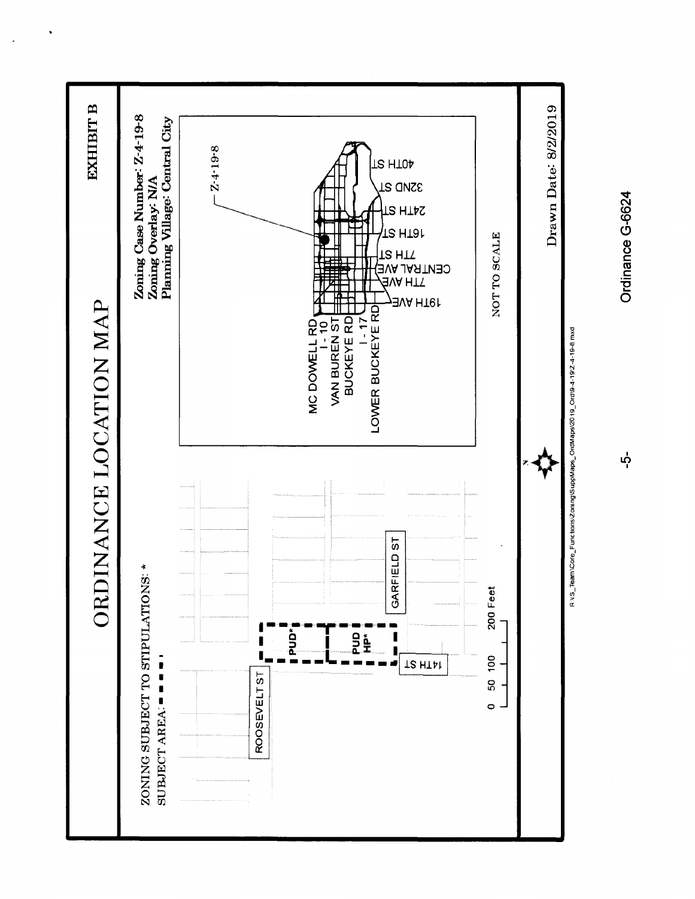# ORDINANCE LOCATION MAP

**EXHIBIT B**

ZONING SUBJECT TO STIPULATIONS: *

SUBJECT AREA: ■ ■ ■ ■

**Zoning Case Number: Z-4-19-8**
**Zoning Overlay: N/A**
**Planning Village: Central City**

ROOSEVELT ST

PUD*

PUD
HP*

14TH ST

GARFIELD ST

0 50 100 200 Feet

Z-4-19-8

MC DOWELL RD
I - 10
VAN BUREN ST
BUCKEYE RD
I - 17
LOWER BUCKEYE RD

19TH AVE
7TH AVE
CENTRAL AVE
7TH ST
16TH ST
24TH ST
32ND ST
40TH ST

NOT TO SCALE

N

Drawn Date: 8/2/2019

R:\IS_Team\Core_Functions\Zoning\SuppMaps_OrdMaps\2019_Ord\9-4-19\Z-4-19-8.mxd

Ordinance G-6624